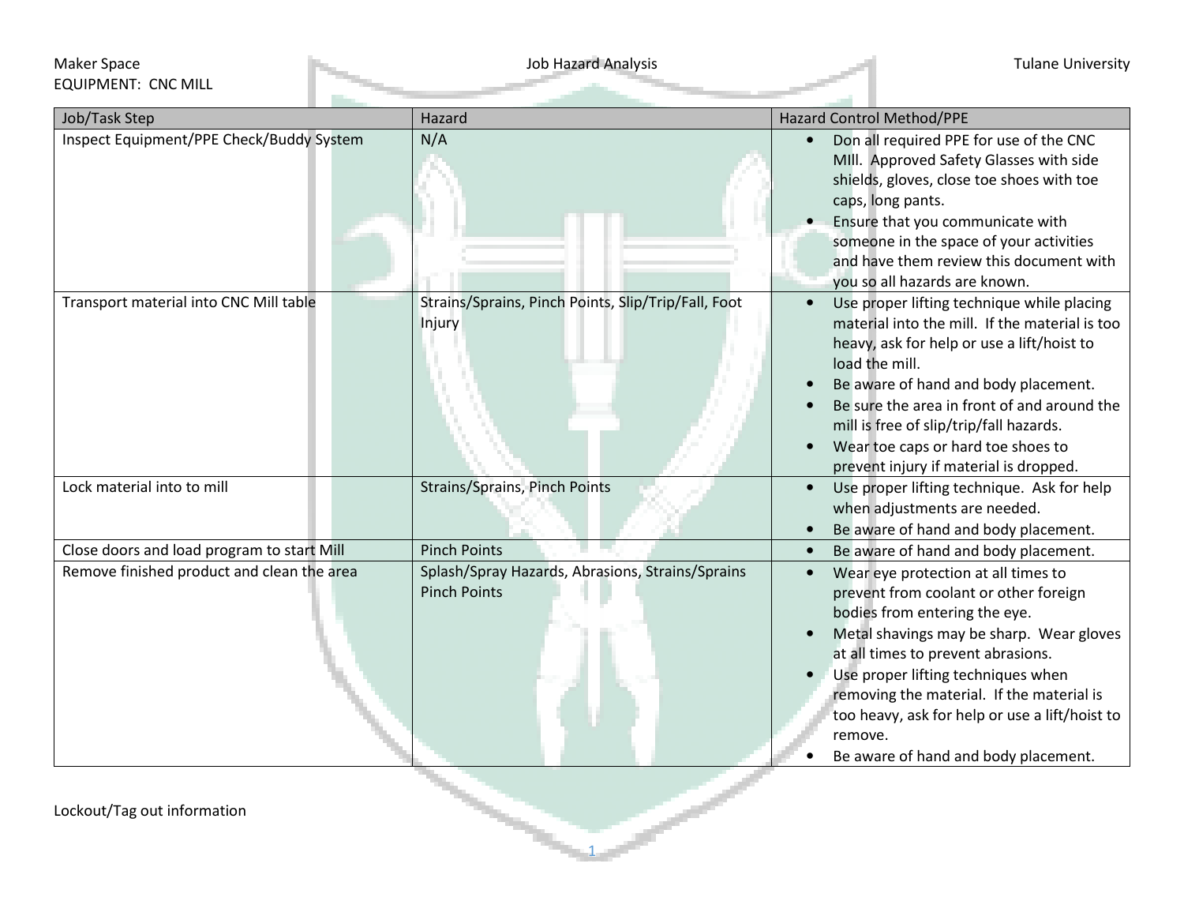Maker Space
EQUIPMENT: CNC MILL

Job Hazard Analysis

Tulane University

| Job/Task Step | Hazard | Hazard Control Method/PPE |
|---|---|---|
| Inspect Equipment/PPE Check/Buddy System | N/A | • Don all required PPE for use of the CNC MIll. Approved Safety Glasses with side shields, gloves, close toe shoes with toe caps, long pants.<br>• Ensure that you communicate with someone in the space of your activities and have them review this document with you so all hazards are known. |
| Transport material into CNC Mill table | Strains/Sprains, Pinch Points, Slip/Trip/Fall, Foot Injury | • Use proper lifting technique while placing material into the mill. If the material is too heavy, ask for help or use a lift/hoist to load the mill.<br>• Be aware of hand and body placement.<br>• Be sure the area in front of and around the mill is free of slip/trip/fall hazards.<br>• Wear toe caps or hard toe shoes to prevent injury if material is dropped. |
| Lock material into to mill | Strains/Sprains, Pinch Points | • Use proper lifting technique. Ask for help when adjustments are needed.<br>• Be aware of hand and body placement. |
| Close doors and load program to start Mill | Pinch Points | • Be aware of hand and body placement. |
| Remove finished product and clean the area | Splash/Spray Hazards, Abrasions, Strains/Sprains Pinch Points | • Wear eye protection at all times to prevent from coolant or other foreign bodies from entering the eye.<br>• Metal shavings may be sharp. Wear gloves at all times to prevent abrasions.<br>• Use proper lifting techniques when removing the material. If the material is too heavy, ask for help or use a lift/hoist to remove.<br>• Be aware of hand and body placement. |

Lockout/Tag out information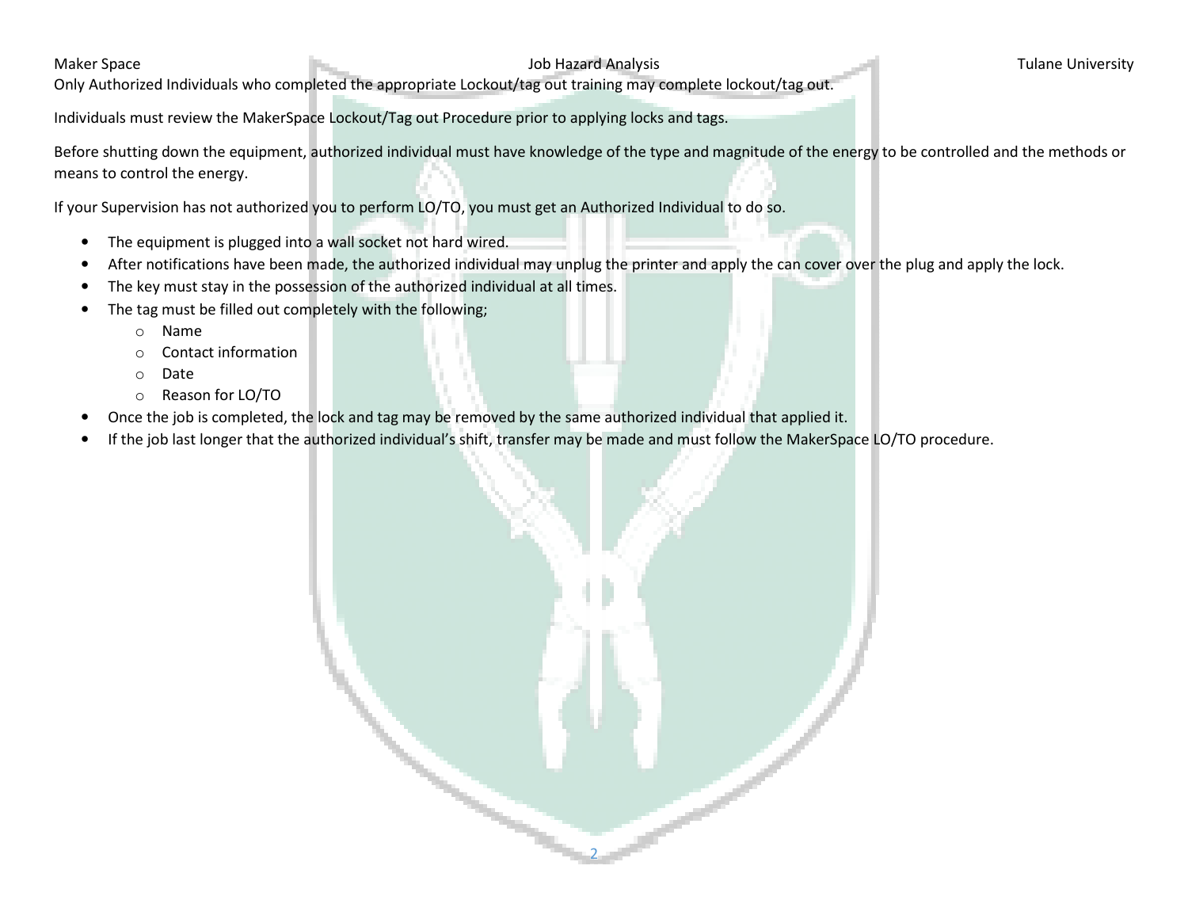Only Authorized Individuals who completed the appropriate Lockout/tag out training may complete lockout/tag out.

Individuals must review the MakerSpace Lockout/Tag out Procedure prior to applying locks and tags.

Before shutting down the equipment, authorized individual must have knowledge of the type and magnitude of the energy to be controlled and the methods or means to control the energy.

If your Supervision has not authorized you to perform LO/TO, you must get an Authorized Individual to do so.

- The equipment is plugged into a wall socket not hard wired.
- After notifications have been made, the authorized individual may unplug the printer and apply the can cover over the plug and apply the lock.
- The key must stay in the possession of the authorized individual at all times.
- The tag must be filled out completely with the following;
    - Name
    - Contact information
    - Date
    - Reason for LO/TO
- Once the job is completed, the lock and tag may be removed by the same authorized individual that applied it.
- If the job last longer that the authorized individual's shift, transfer may be made and must follow the MakerSpace LO/TO procedure.